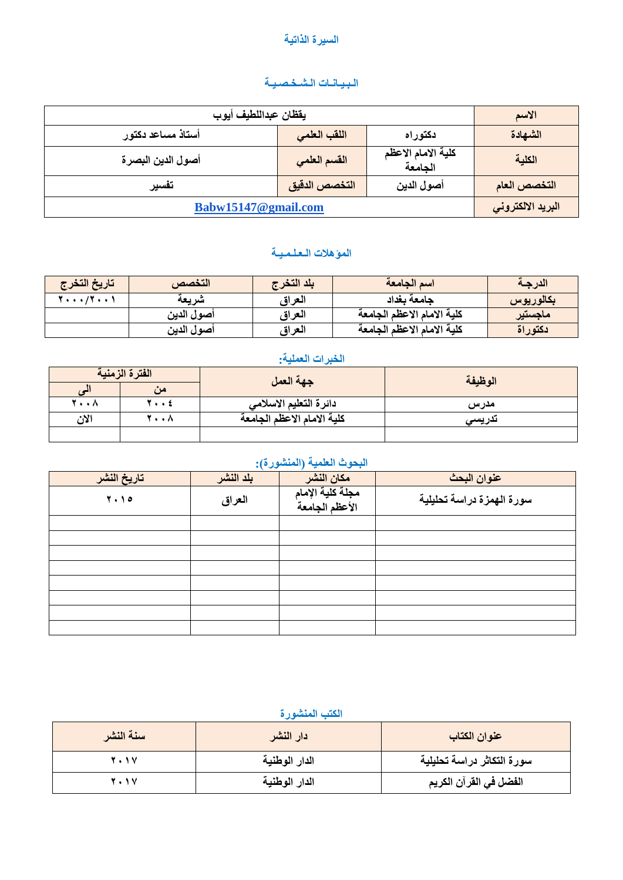# السيرة الذاتية

## البيانات الشخصية

| الاسم | يقظان عبداللطيف أيوب | | |
|---|---|---|---|
| الشهادة | دكتوراه | اللقب العلمي | أستاذ مساعد دكتور |
| الكلية | كلية الامام الاعظم الجامعة | القسم العلمي | أصول الدين البصرة |
| التخصص العام | أصول الدين | التخصص الدقيق | تفسير |
| البريد الالكتروني | Babw15147@gmail.com | | |

## المؤهلات العلمية

| الدرجة | اسم الجامعة | بلد التخرج | التخصص | تاريخ التخرج |
|---|---|---|---|---|
| بكالوريوس | جامعة بغداد | العراق | شريعة | ٢٠٠١/٢٠٠٠ |
| ماجستير | كلية الامام الاعظم الجامعة | العراق | أصول الدين | |
| دكتوراة | كلية الامام الاعظم الجامعة | العراق | أصول الدين | |

## الخبرات العملية:

| الوظيفة | جهة العمل | الفترة الزمنية | |
|---|---|---|---|
| | | من | الى |
| مدرس | دائرة التعليم الاسلامي | ٢٠٠٤ | ٢٠٠٨ |
| تدريسي | كلية الامام الاعظم الجامعة | ٢٠٠٨ | الان |
| | | | |

## البحوث العلمية (المنشورة):

| عنوان البحث | مكان النشر | بلد النشر | تاريخ النشر |
|---|---|---|---|
| سورة الهمزة دراسة تحليلية | مجلة كلية الإمام الأعظم الجامعة | العراق | ٢٠١٥ |
| | | | |
| | | | |
| | | | |
| | | | |
| | | | |
| | | | |
| | | | |
| | | | |

## الكتب المنشورة

| عنوان الكتاب | دار النشر | سنة النشر |
|---|---|---|
| سورة التكاثر دراسة تحليلية | الدار الوطنية | ٢٠١٧ |
| الفضل في القرآن الكريم | الدار الوطنية | ٢٠١٧ |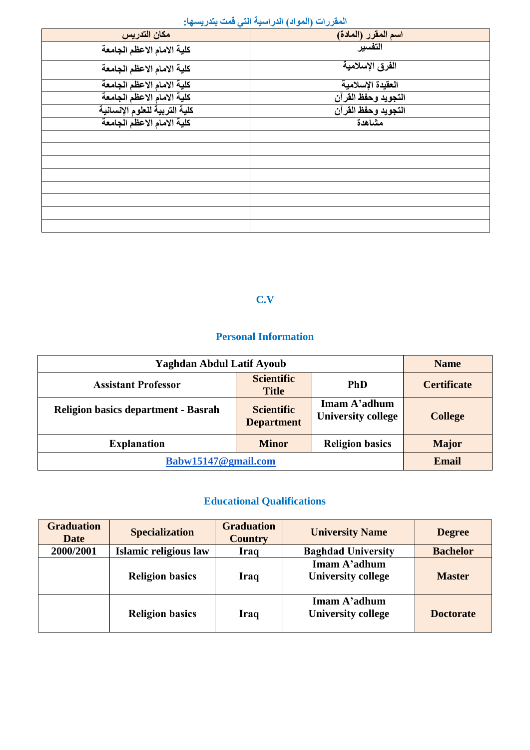**المقررات (المواد) الدراسية التي قمت بتدريسها:**

| اسم المقرر (المادة) | مكان التدريس |
|---|---|
| التفسير | كلية الامام الاعظم الجامعة |
| الفرق الإسلامية | كلية الامام الاعظم الجامعة |
| العقيدة الإسلامية | كلية الامام الاعظم الجامعة |
| التجويد وحفظ القرآن | كلية الامام الاعظم الجامعة |
| التجويد وحفظ القرآن | كلية التربية للعلوم الإنسانية |
| مشاهدة | كلية الامام الاعظم الجامعة |
| | |
| | |
| | |
| | |
| | |
| | |
| | |
| | |

## C.V

### Personal Information

| Yaghdan Abdul Latif Ayoub | | | Name |
|---|---|---|---|
| Assistant Professor | Scientific Title | PhD | Certificate |
| Religion basics department - Basrah | Scientific Department | Imam A'adhum University college | College |
| Explanation | Minor | Religion basics | Major |
| Babw15147@gmail.com | | | Email |

### Educational Qualifications

| Graduation Date | Specialization | Graduation Country | University Name | Degree |
|---|---|---|---|---|
| 2000/2001 | Islamic religious law | Iraq | Baghdad University | Bachelor |
| | Religion basics | Iraq | Imam A'adhum University college | Master |
| | Religion basics | Iraq | Imam A'adhum University college | Doctorate |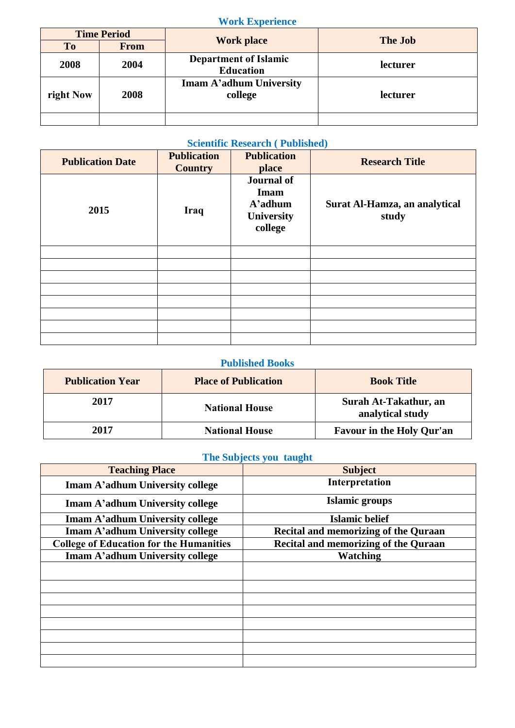## Work Experience

| Time Period | | Work place | The Job |
|---|---|---|---|
| To | From | | |
| 2008 | 2004 | Department of Islamic Education | lecturer |
| right Now | 2008 | Imam A'adhum University college | lecturer |
| | | | |

## Scientific Research ( Published)

| Publication Date | Publication Country | Publication place | Research Title |
|---|---|---|---|
| 2015 | Iraq | Journal of Imam A'adhum University college | Surat Al-Hamza, an analytical study |
| | | | |
| | | | |
| | | | |
| | | | |
| | | | |
| | | | |
| | | | |
| | | | |

## Published Books

| Publication Year | Place of Publication | Book Title |
|---|---|---|
| 2017 | National House | Surah At-Takathur, an analytical study |
| 2017 | National House | Favour in the Holy Qur'an |

## The Subjects you taught

| Teaching Place | Subject |
|---|---|
| Imam A'adhum University college | Interpretation |
| Imam A'adhum University college | Islamic groups |
| Imam A'adhum University college | Islamic belief |
| Imam A'adhum University college | Recital and memorizing of the Quraan |
| College of Education for the Humanities | Recital and memorizing of the Quraan |
| Imam A'adhum University college | Watching |
| | |
| | |
| | |
| | |
| | |
| | |
| | |
| | |